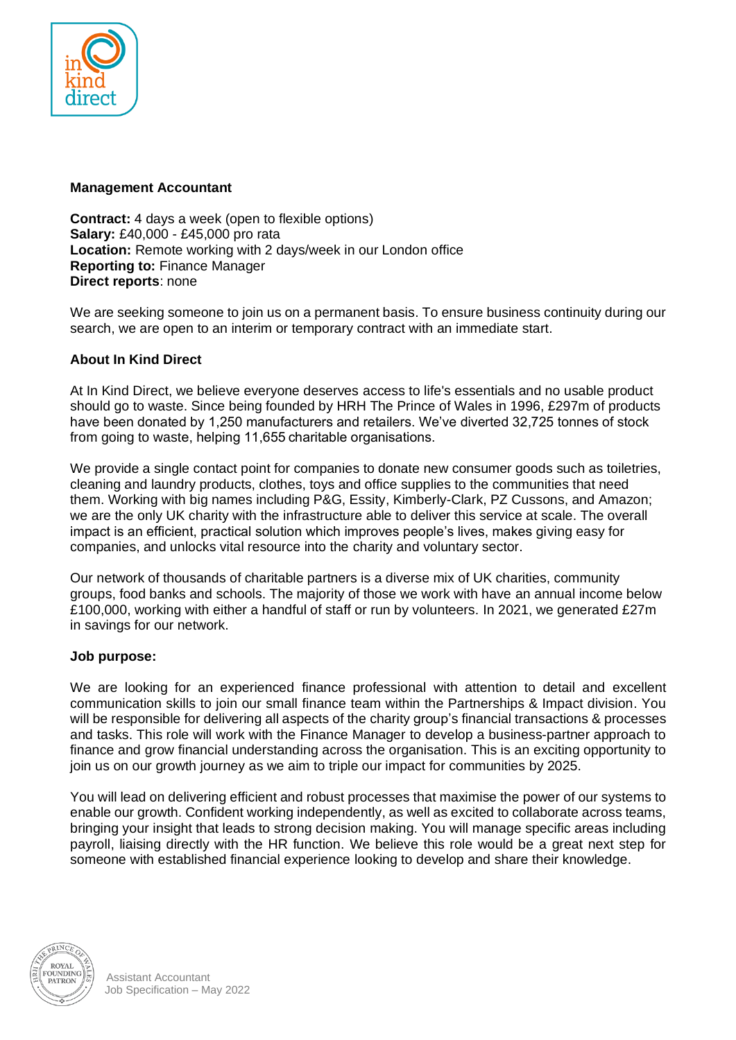## Management Accountant

**Contract:** 4 days a week (open to flexible options)
**Salary:** £40,000 - £45,000 pro rata
**Location:** Remote working with 2 days/week in our London office
**Reporting to:** Finance Manager
**Direct reports**: none

We are seeking someone to join us on a permanent basis. To ensure business continuity during our search, we are open to an interim or temporary contract with an immediate start.

### About In Kind Direct

At In Kind Direct, we believe everyone deserves access to life's essentials and no usable product should go to waste. Since being founded by HRH The Prince of Wales in 1996, £297m of products have been donated by 1,250 manufacturers and retailers. We've diverted 32,725 tonnes of stock from going to waste, helping 11,655 charitable organisations.

We provide a single contact point for companies to donate new consumer goods such as toiletries, cleaning and laundry products, clothes, toys and office supplies to the communities that need them. Working with big names including P&G, Essity, Kimberly-Clark, PZ Cussons, and Amazon; we are the only UK charity with the infrastructure able to deliver this service at scale. The overall impact is an efficient, practical solution which improves people's lives, makes giving easy for companies, and unlocks vital resource into the charity and voluntary sector.

Our network of thousands of charitable partners is a diverse mix of UK charities, community groups, food banks and schools. The majority of those we work with have an annual income below £100,000, working with either a handful of staff or run by volunteers. In 2021, we generated £27m in savings for our network.

### Job purpose:

We are looking for an experienced finance professional with attention to detail and excellent communication skills to join our small finance team within the Partnerships & Impact division. You will be responsible for delivering all aspects of the charity group's financial transactions & processes and tasks. This role will work with the Finance Manager to develop a business-partner approach to finance and grow financial understanding across the organisation. This is an exciting opportunity to join us on our growth journey as we aim to triple our impact for communities by 2025.

You will lead on delivering efficient and robust processes that maximise the power of our systems to enable our growth. Confident working independently, as well as excited to collaborate across teams, bringing your insight that leads to strong decision making. You will manage specific areas including payroll, liaising directly with the HR function. We believe this role would be a great next step for someone with established financial experience looking to develop and share their knowledge.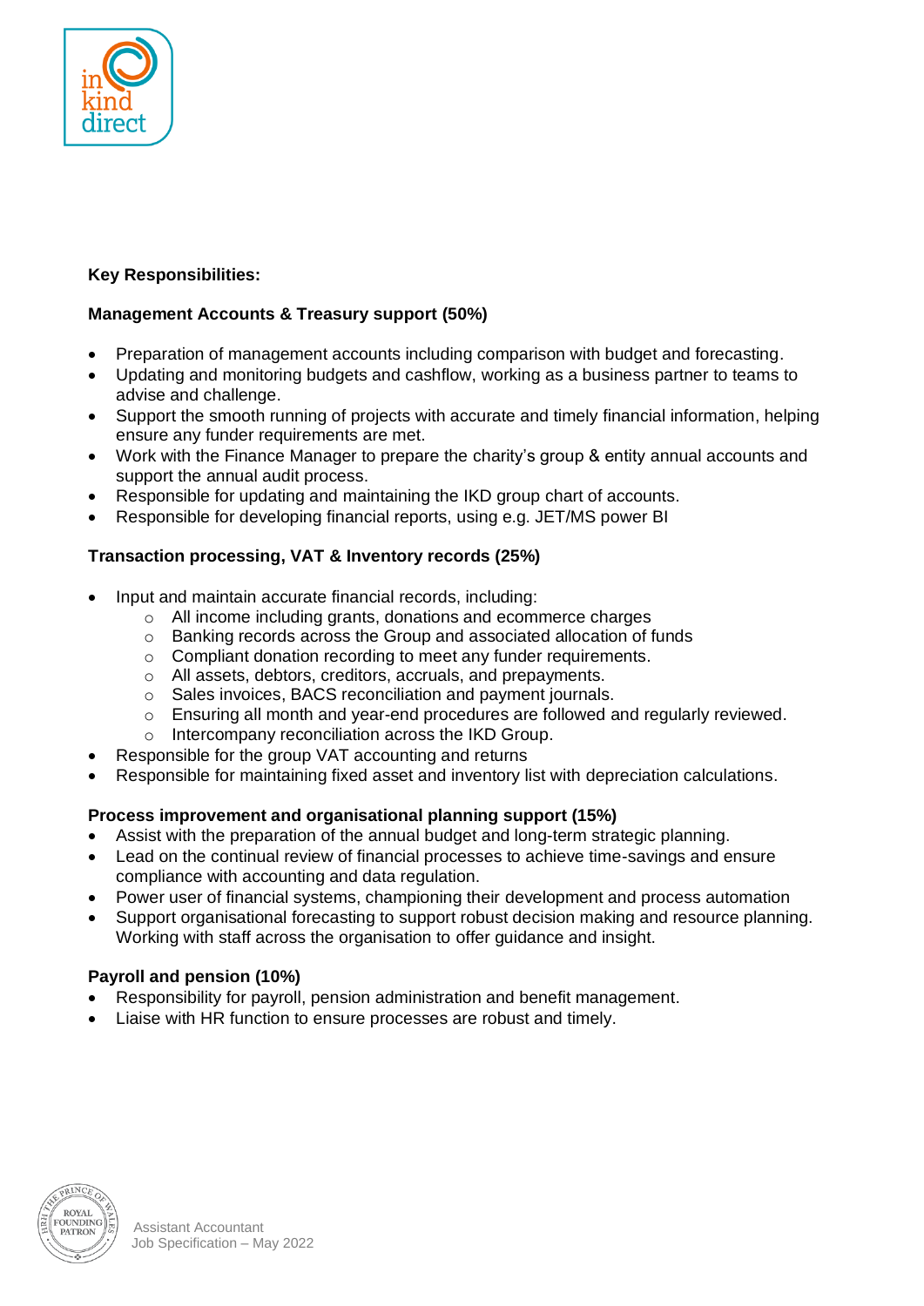**Key Responsibilities:**

**Management Accounts & Treasury support (50%)**

- Preparation of management accounts including comparison with budget and forecasting.
- Updating and monitoring budgets and cashflow, working as a business partner to teams to advise and challenge.
- Support the smooth running of projects with accurate and timely financial information, helping ensure any funder requirements are met.
- Work with the Finance Manager to prepare the charity's group & entity annual accounts and support the annual audit process.
- Responsible for updating and maintaining the IKD group chart of accounts.
- Responsible for developing financial reports, using e.g. JET/MS power BI

**Transaction processing, VAT & Inventory records (25%)**

- Input and maintain accurate financial records, including:
  - All income including grants, donations and ecommerce charges
  - Banking records across the Group and associated allocation of funds
  - Compliant donation recording to meet any funder requirements.
  - All assets, debtors, creditors, accruals, and prepayments.
  - Sales invoices, BACS reconciliation and payment journals.
  - Ensuring all month and year-end procedures are followed and regularly reviewed.
  - Intercompany reconciliation across the IKD Group.
- Responsible for the group VAT accounting and returns
- Responsible for maintaining fixed asset and inventory list with depreciation calculations.

**Process improvement and organisational planning support (15%)**

- Assist with the preparation of the annual budget and long-term strategic planning.
- Lead on the continual review of financial processes to achieve time-savings and ensure compliance with accounting and data regulation.
- Power user of financial systems, championing their development and process automation
- Support organisational forecasting to support robust decision making and resource planning. Working with staff across the organisation to offer guidance and insight.

**Payroll and pension (10%)**

- Responsibility for payroll, pension administration and benefit management.
- Liaise with HR function to ensure processes are robust and timely.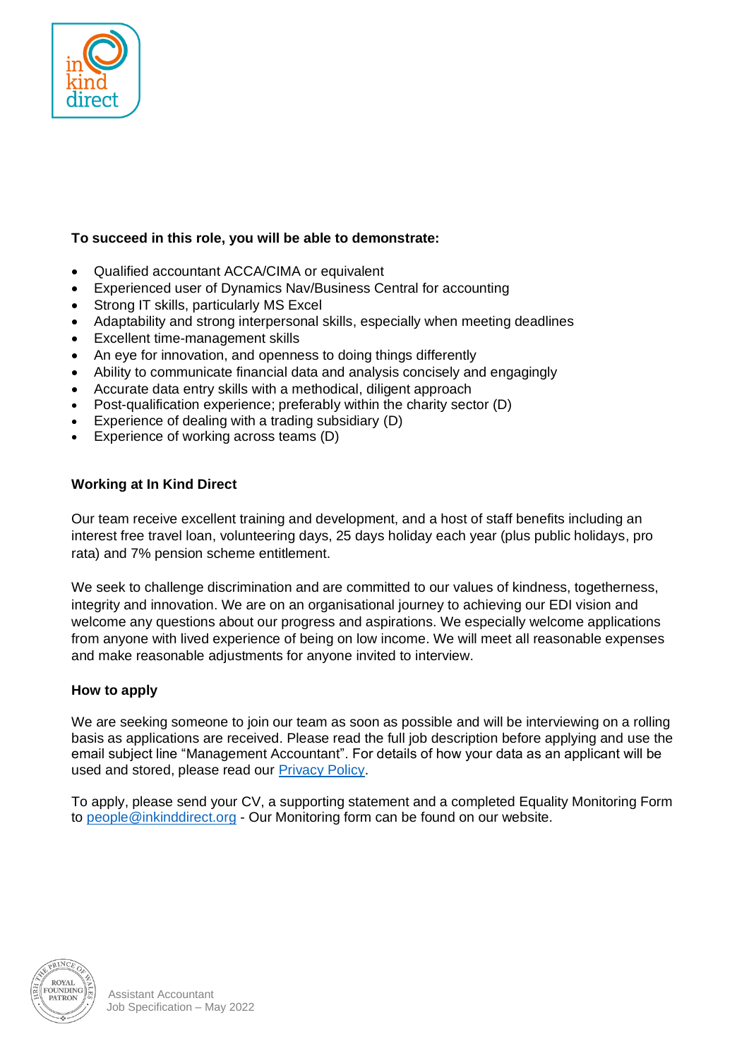**To succeed in this role, you will be able to demonstrate:**

- Qualified accountant ACCA/CIMA or equivalent
- Experienced user of Dynamics Nav/Business Central for accounting
- Strong IT skills, particularly MS Excel
- Adaptability and strong interpersonal skills, especially when meeting deadlines
- Excellent time-management skills
- An eye for innovation, and openness to doing things differently
- Ability to communicate financial data and analysis concisely and engagingly
- Accurate data entry skills with a methodical, diligent approach
- Post-qualification experience; preferably within the charity sector (D)
- Experience of dealing with a trading subsidiary (D)
- Experience of working across teams (D)

**Working at In Kind Direct**

Our team receive excellent training and development, and a host of staff benefits including an interest free travel loan, volunteering days, 25 days holiday each year (plus public holidays, pro rata) and 7% pension scheme entitlement.

We seek to challenge discrimination and are committed to our values of kindness, togetherness, integrity and innovation. We are on an organisational journey to achieving our EDI vision and welcome any questions about our progress and aspirations. We especially welcome applications from anyone with lived experience of being on low income. We will meet all reasonable expenses and make reasonable adjustments for anyone invited to interview.

**How to apply**

We are seeking someone to join our team as soon as possible and will be interviewing on a rolling basis as applications are received. Please read the full job description before applying and use the email subject line "Management Accountant". For details of how your data as an applicant will be used and stored, please read our [Privacy Policy](Privacy Policy).

To apply, please send your CV, a supporting statement and a completed Equality Monitoring Form to people@inkinddirect.org - Our Monitoring form can be found on our website.